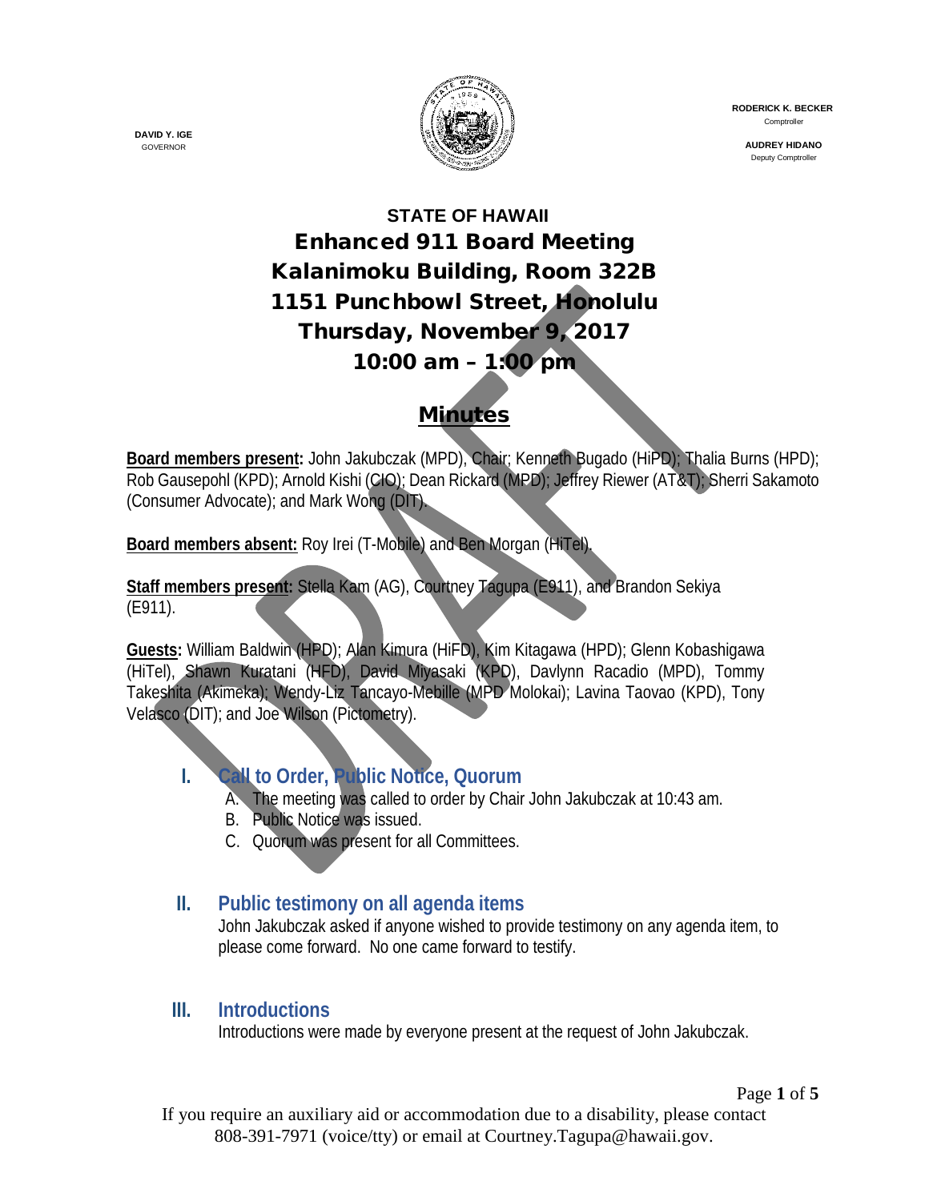DAVID Y. IGE
GOVERNOR

RODERICK K. BECKER
Comptroller

AUDREY HIDANO
Deputy Comptroller

# STATE OF HAWAII
# Enhanced 911 Board Meeting
# Kalanimoku Building, Room 322B
# 1151 Punchbowl Street, Honolulu
# Thursday, November 9, 2017
# 10:00 am – 1:00 pm

## Minutes

**Board members present:** John Jakubczak (MPD), Chair; Kenneth Bugado (HiPD); Thalia Burns (HPD); Rob Gausepohl (KPD); Arnold Kishi (CIO); Dean Rickard (MPD); Jeffrey Riewer (AT&T); Sherri Sakamoto (Consumer Advocate); and Mark Wong (DIT).

**Board members absent:** Roy Irei (T-Mobile) and Ben Morgan (HiTel).

**Staff members present:** Stella Kam (AG), Courtney Tagupa (E911), and Brandon Sekiya (E911).

**Guests:** William Baldwin (HPD); Alan Kimura (HiFD), Kim Kitagawa (HPD); Glenn Kobashigawa (HiTel), Shawn Kuratani (HFD), David Miyasaki (KPD), Davlynn Racadio (MPD), Tommy Takeshita (Akimeka); Wendy-Liz Tancayo-Mebille (MPD Molokai); Lavina Taovao (KPD), Tony Velasco (DIT); and Joe Wilson (Pictometry).

### I. Call to Order, Public Notice, Quorum

A. The meeting was called to order by Chair John Jakubczak at 10:43 am.
B. Public Notice was issued.
C. Quorum was present for all Committees.

### II. Public testimony on all agenda items

John Jakubczak asked if anyone wished to provide testimony on any agenda item, to please come forward. No one came forward to testify.

### III. Introductions

Introductions were made by everyone present at the request of John Jakubczak.

If you require an auxiliary aid or accommodation due to a disability, please contact 808-391-7971 (voice/tty) or email at Courtney.Tagupa@hawaii.gov.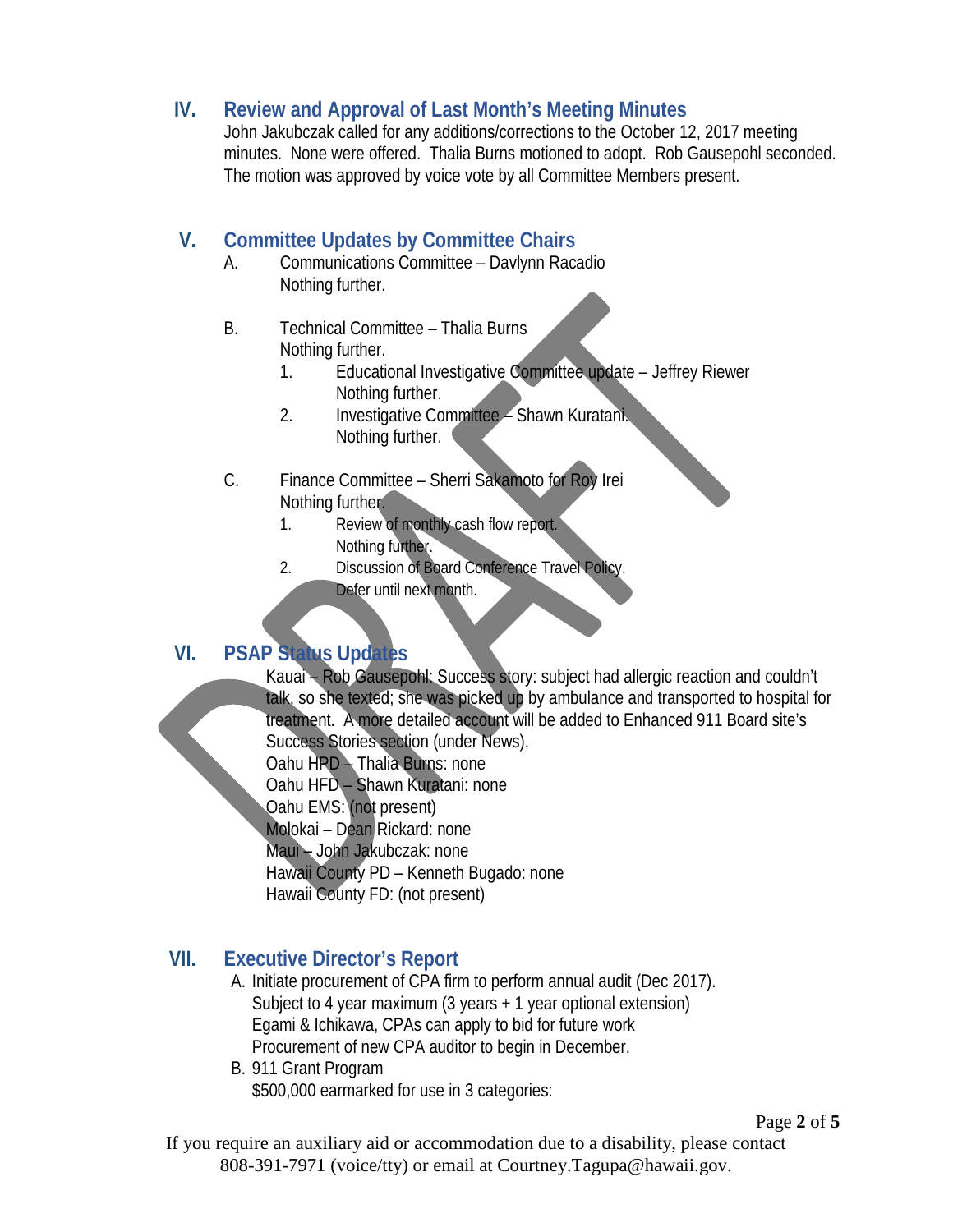## IV. Review and Approval of Last Month's Meeting Minutes

John Jakubczak called for any additions/corrections to the October 12, 2017 meeting minutes. None were offered. Thalia Burns motioned to adopt. Rob Gausepohl seconded. The motion was approved by voice vote by all Committee Members present.

## V. Committee Updates by Committee Chairs

A. Communications Committee – Davlynn Racadio
   Nothing further.

B. Technical Committee – Thalia Burns
   Nothing further.
   1. Educational Investigative Committee update – Jeffrey Riewer
      Nothing further.
   2. Investigative Committee – Shawn Kuratani.
      Nothing further.

C. Finance Committee – Sherri Sakamoto for Roy Irei
   Nothing further.
   1. Review of monthly cash flow report.
      Nothing further.
   2. Discussion of Board Conference Travel Policy.
      Defer until next month.

## VI. PSAP Status Updates

Kauai – Rob Gausepohl: Success story: subject had allergic reaction and couldn't talk, so she texted; she was picked up by ambulance and transported to hospital for treatment. A more detailed account will be added to Enhanced 911 Board site's Success Stories section (under News).
Oahu HPD – Thalia Burns: none
Oahu HFD – Shawn Kuratani: none
Oahu EMS: (not present)
Molokai – Dean Rickard: none
Maui – John Jakubczak: none
Hawaii County PD – Kenneth Bugado: none
Hawaii County FD: (not present)

## VII. Executive Director's Report

A. Initiate procurement of CPA firm to perform annual audit (Dec 2017).
   Subject to 4 year maximum (3 years + 1 year optional extension)
   Egami & Ichikawa, CPAs can apply to bid for future work
   Procurement of new CPA auditor to begin in December.

B. 911 Grant Program
   $500,000 earmarked for use in 3 categories:

If you require an auxiliary aid or accommodation due to a disability, please contact 808-391-7971 (voice/tty) or email at Courtney.Tagupa@hawaii.gov.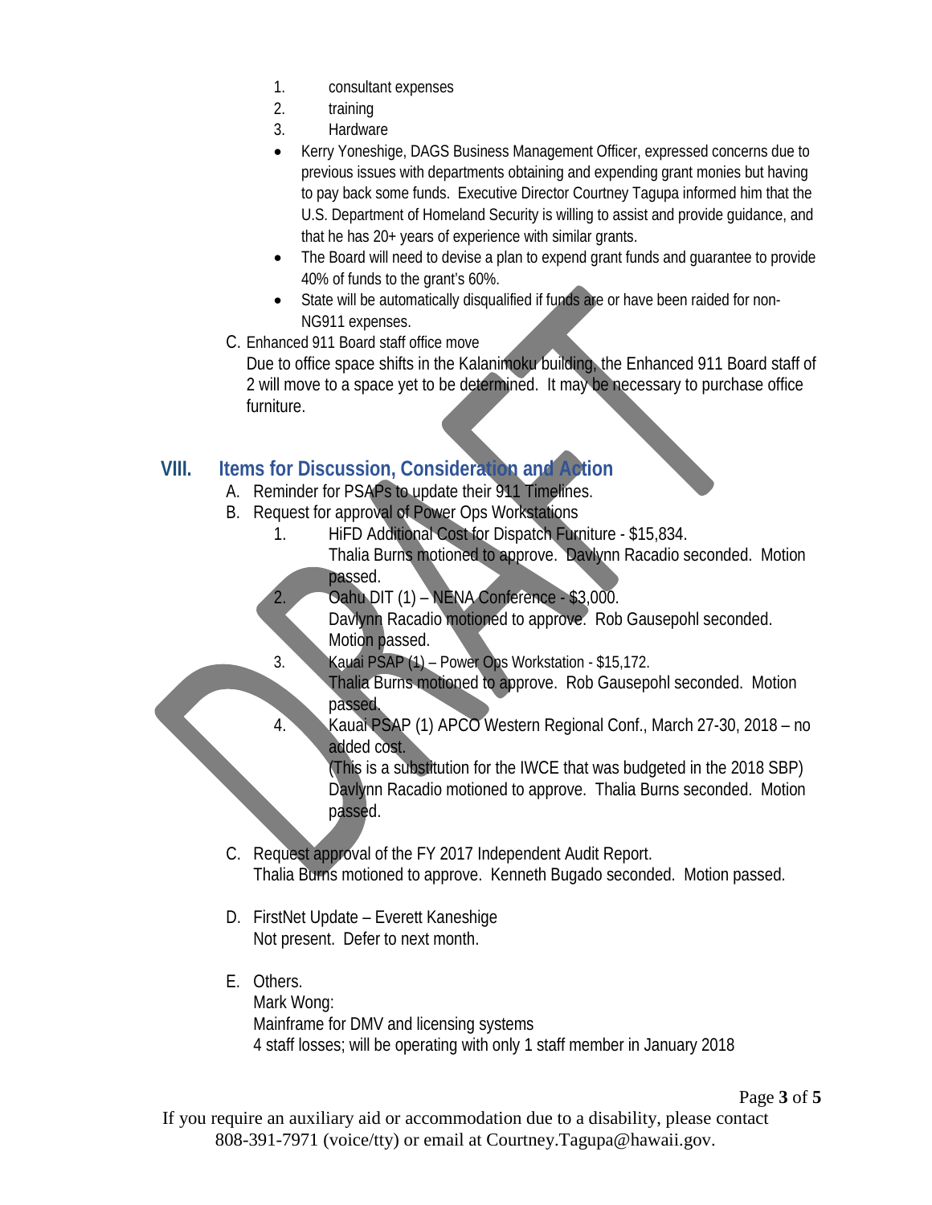1. consultant expenses
2. training
3. Hardware

- Kerry Yoneshige, DAGS Business Management Officer, expressed concerns due to previous issues with departments obtaining and expending grant monies but having to pay back some funds. Executive Director Courtney Tagupa informed him that the U.S. Department of Homeland Security is willing to assist and provide guidance, and that he has 20+ years of experience with similar grants.
- The Board will need to devise a plan to expend grant funds and guarantee to provide 40% of funds to the grant's 60%.
- State will be automatically disqualified if funds are or have been raided for non-NG911 expenses.

C. Enhanced 911 Board staff office move

Due to office space shifts in the Kalanimoku building, the Enhanced 911 Board staff of 2 will move to a space yet to be determined. It may be necessary to purchase office furniture.

## VIII. Items for Discussion, Consideration and Action

A. Reminder for PSAPs to update their 911 Timelines.

B. Request for approval of Power Ops Workstations

1. HiFD Additional Cost for Dispatch Furniture - $15,834.
   Thalia Burns motioned to approve. Davlynn Racadio seconded. Motion passed.
2. Oahu DIT (1) – NENA Conference - $3,000.
   Davlynn Racadio motioned to approve. Rob Gausepohl seconded. Motion passed.
3. Kauai PSAP (1) – Power Ops Workstation - $15,172.
   Thalia Burns motioned to approve. Rob Gausepohl seconded. Motion passed.
4. Kauai PSAP (1) APCO Western Regional Conf., March 27-30, 2018 – no added cost.
   (This is a substitution for the IWCE that was budgeted in the 2018 SBP)
   Davlynn Racadio motioned to approve. Thalia Burns seconded. Motion passed.

C. Request approval of the FY 2017 Independent Audit Report.
Thalia Burns motioned to approve. Kenneth Bugado seconded. Motion passed.

D. FirstNet Update – Everett Kaneshige
Not present. Defer to next month.

E. Others.
Mark Wong:
Mainframe for DMV and licensing systems
4 staff losses; will be operating with only 1 staff member in January 2018

If you require an auxiliary aid or accommodation due to a disability, please contact 808-391-7971 (voice/tty) or email at Courtney.Tagupa@hawaii.gov.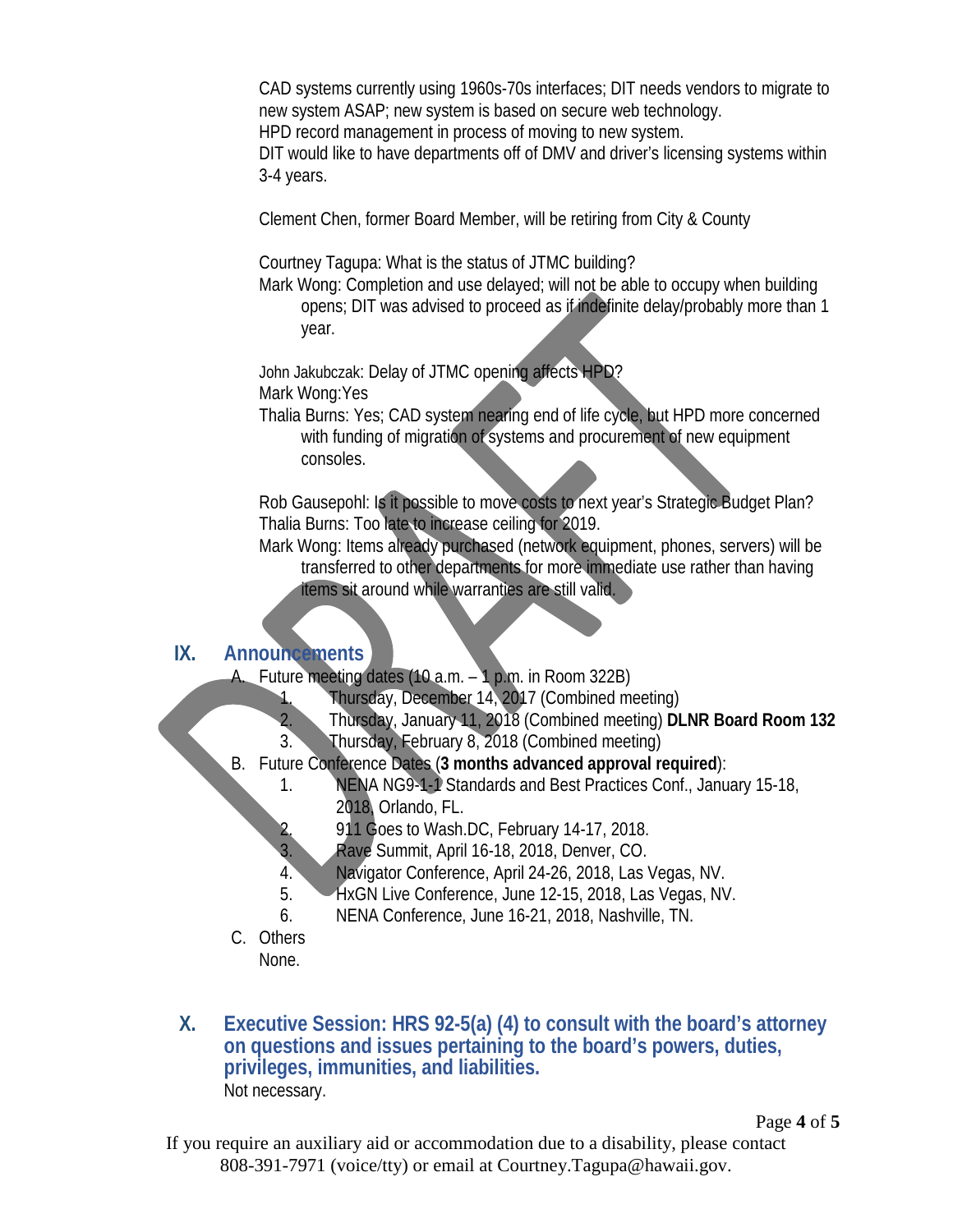CAD systems currently using 1960s-70s interfaces; DIT needs vendors to migrate to new system ASAP; new system is based on secure web technology.
HPD record management in process of moving to new system.
DIT would like to have departments off of DMV and driver's licensing systems within 3-4 years.

Clement Chen, former Board Member, will be retiring from City & County

Courtney Tagupa: What is the status of JTMC building?
Mark Wong: Completion and use delayed; will not be able to occupy when building opens; DIT was advised to proceed as if indefinite delay/probably more than 1 year.

John Jakubczak: Delay of JTMC opening affects HPD?
Mark Wong:Yes
Thalia Burns: Yes; CAD system nearing end of life cycle, but HPD more concerned with funding of migration of systems and procurement of new equipment consoles.

Rob Gausepohl: Is it possible to move costs to next year's Strategic Budget Plan?
Thalia Burns: Too late to increase ceiling for 2019.
Mark Wong: Items already purchased (network equipment, phones, servers) will be transferred to other departments for more immediate use rather than having items sit around while warranties are still valid.

## IX. Announcements

A. Future meeting dates (10 a.m. – 1 p.m. in Room 322B)
   1. Thursday, December 14, 2017 (Combined meeting)
   2. Thursday, January 11, 2018 (Combined meeting) **DLNR Board Room 132**
   3. Thursday, February 8, 2018 (Combined meeting)

B. Future Conference Dates (**3 months advanced approval required**):
   1. NENA NG9-1-1 Standards and Best Practices Conf., January 15-18, 2018, Orlando, FL.
   2. 911 Goes to Wash.DC, February 14-17, 2018.
   3. Rave Summit, April 16-18, 2018, Denver, CO.
   4. Navigator Conference, April 24-26, 2018, Las Vegas, NV.
   5. HxGN Live Conference, June 12-15, 2018, Las Vegas, NV.
   6. NENA Conference, June 16-21, 2018, Nashville, TN.

C. Others
   None.

## X. Executive Session: HRS 92-5(a) (4) to consult with the board's attorney on questions and issues pertaining to the board's powers, duties, privileges, immunities, and liabilities.

Not necessary.

If you require an auxiliary aid or accommodation due to a disability, please contact 808-391-7971 (voice/tty) or email at Courtney.Tagupa@hawaii.gov.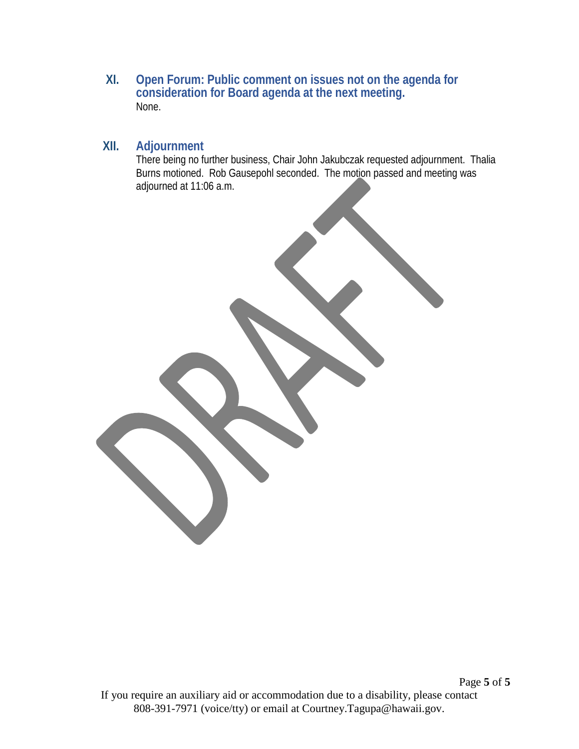## XI. Open Forum: Public comment on issues not on the agenda for consideration for Board agenda at the next meeting.

None.

## XII. Adjournment

There being no further business, Chair John Jakubczak requested adjournment. Thalia Burns motioned. Rob Gausepohl seconded. The motion passed and meeting was adjourned at 11:06 a.m.

If you require an auxiliary aid or accommodation due to a disability, please contact 808-391-7971 (voice/tty) or email at Courtney.Tagupa@hawaii.gov.